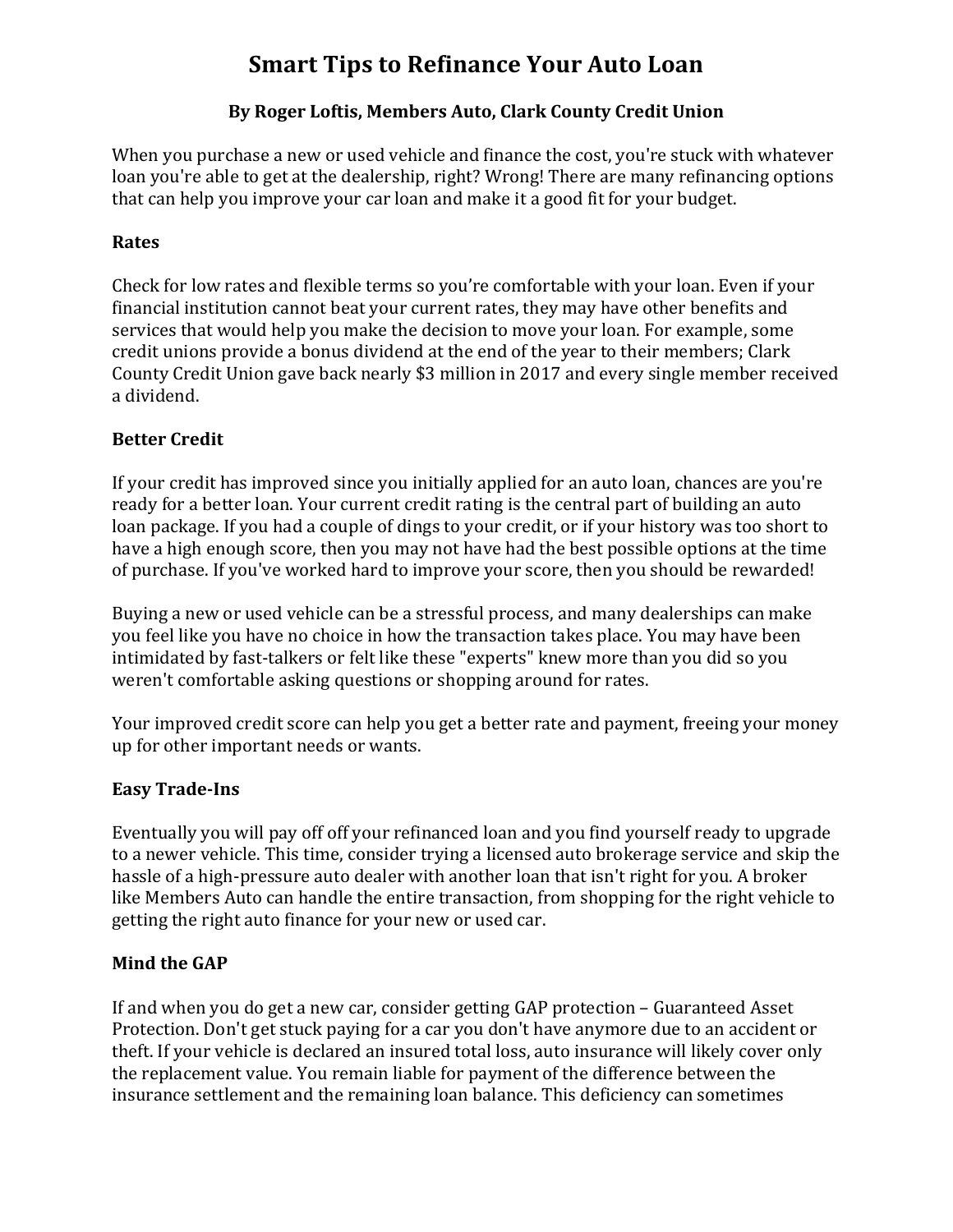# Smart Tips to Refinance Your Auto Loan

**By Roger Loftis, Members Auto, Clark County Credit Union**

When you purchase a new or used vehicle and finance the cost, you're stuck with whatever loan you're able to get at the dealership, right? Wrong! There are many refinancing options that can help you improve your car loan and make it a good fit for your budget.

## Rates

Check for low rates and flexible terms so you're comfortable with your loan. Even if your financial institution cannot beat your current rates, they may have other benefits and services that would help you make the decision to move your loan. For example, some credit unions provide a bonus dividend at the end of the year to their members; Clark County Credit Union gave back nearly $3 million in 2017 and every single member received a dividend.

## Better Credit

If your credit has improved since you initially applied for an auto loan, chances are you're ready for a better loan. Your current credit rating is the central part of building an auto loan package. If you had a couple of dings to your credit, or if your history was too short to have a high enough score, then you may not have had the best possible options at the time of purchase. If you've worked hard to improve your score, then you should be rewarded!

Buying a new or used vehicle can be a stressful process, and many dealerships can make you feel like you have no choice in how the transaction takes place. You may have been intimidated by fast-talkers or felt like these "experts" knew more than you did so you weren't comfortable asking questions or shopping around for rates.

Your improved credit score can help you get a better rate and payment, freeing your money up for other important needs or wants.

## Easy Trade-Ins

Eventually you will pay off off your refinanced loan and you find yourself ready to upgrade to a newer vehicle. This time, consider trying a licensed auto brokerage service and skip the hassle of a high-pressure auto dealer with another loan that isn't right for you. A broker like Members Auto can handle the entire transaction, from shopping for the right vehicle to getting the right auto finance for your new or used car.

## Mind the GAP

If and when you do get a new car, consider getting GAP protection – Guaranteed Asset Protection. Don't get stuck paying for a car you don't have anymore due to an accident or theft. If your vehicle is declared an insured total loss, auto insurance will likely cover only the replacement value. You remain liable for payment of the difference between the insurance settlement and the remaining loan balance. This deficiency can sometimes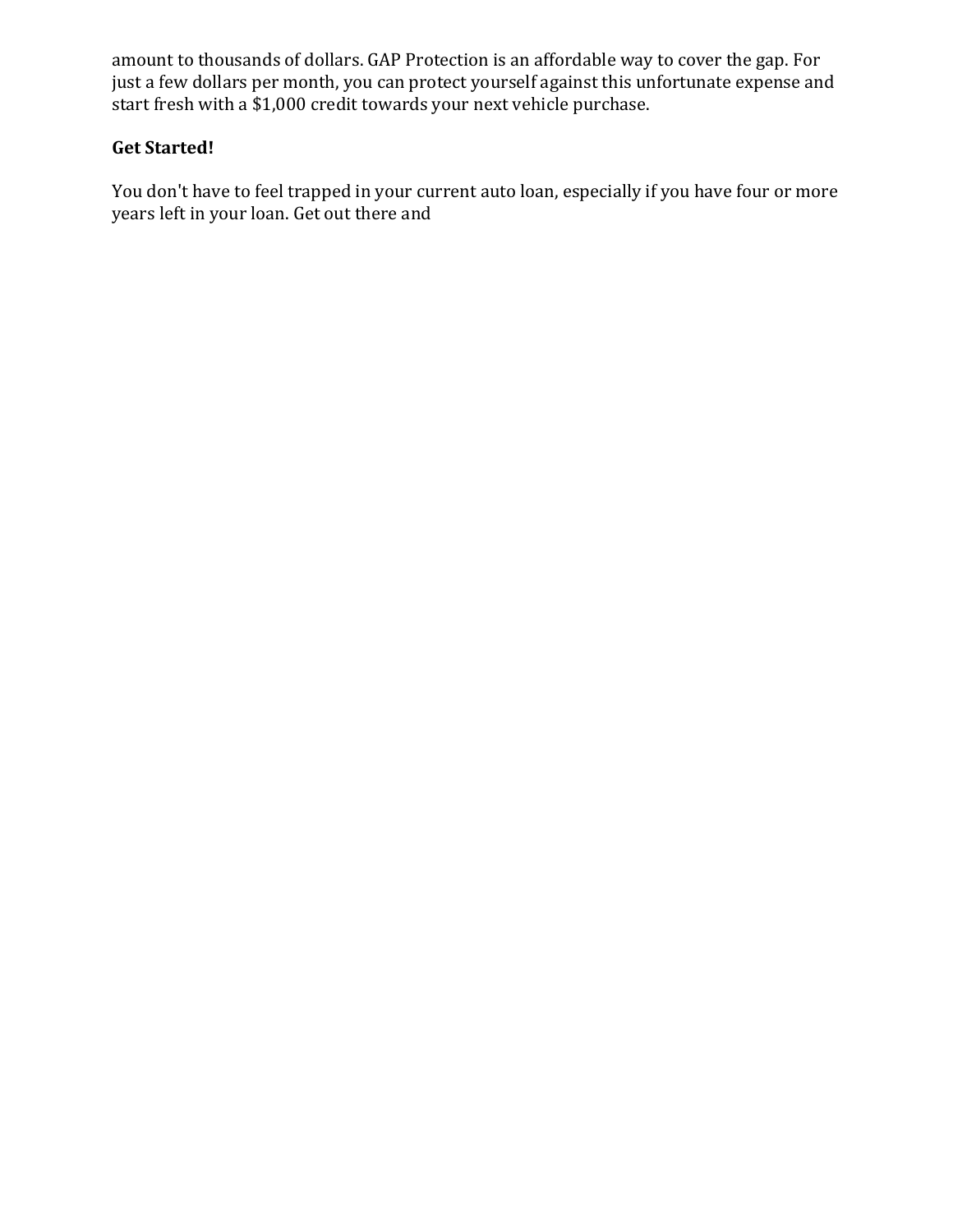amount to thousands of dollars. GAP Protection is an affordable way to cover the gap. For just a few dollars per month, you can protect yourself against this unfortunate expense and start fresh with a $1,000 credit towards your next vehicle purchase.

**Get Started!**

You don't have to feel trapped in your current auto loan, especially if you have four or more years left in your loan. Get out there and